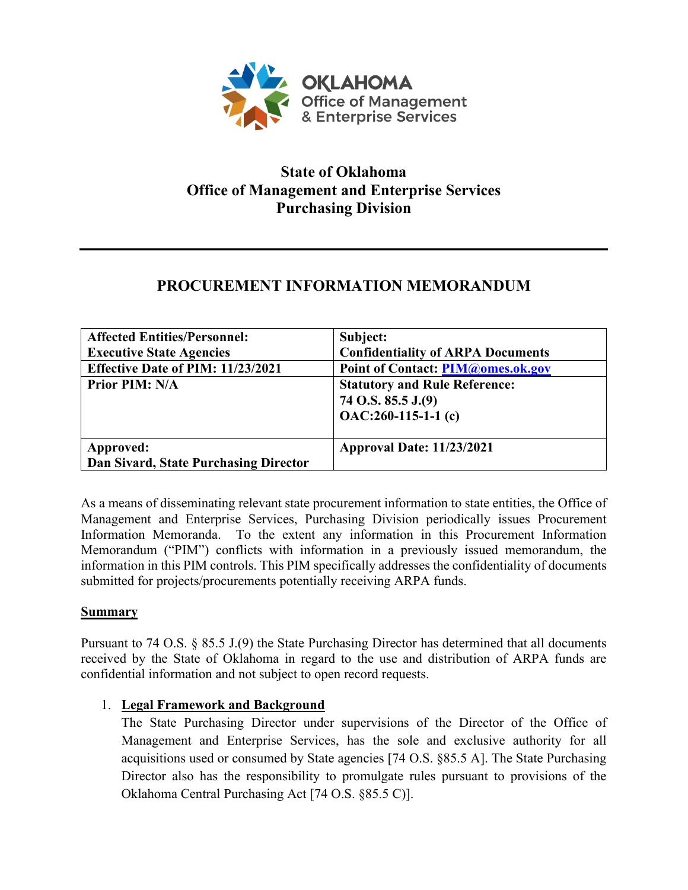**OKLAHOMA**
**Office of Management & Enterprise Services**

# State of Oklahoma
# Office of Management and Enterprise Services
# Purchasing Division

---

## PROCUREMENT INFORMATION MEMORANDUM

| **Affected Entities/Personnel: Executive State Agencies** | **Subject: Confidentiality of ARPA Documents** |
|---|---|
| **Effective Date of PIM: 11/23/2021** | **Point of Contact: PIM@omes.ok.gov** |
| **Prior PIM: N/A** | **Statutory and Rule Reference:**<br>**74 O.S. 85.5 J.(9)**<br>**OAC:260-115-1-1 (c)** |
| **Approved: Dan Sivard, State Purchasing Director** | **Approval Date: 11/23/2021** |

As a means of disseminating relevant state procurement information to state entities, the Office of Management and Enterprise Services, Purchasing Division periodically issues Procurement Information Memoranda. To the extent any information in this Procurement Information Memorandum ("PIM") conflicts with information in a previously issued memorandum, the information in this PIM controls. This PIM specifically addresses the confidentiality of documents submitted for projects/procurements potentially receiving ARPA funds.

**Summary**

Pursuant to 74 O.S. § 85.5 J.(9) the State Purchasing Director has determined that all documents received by the State of Oklahoma in regard to the use and distribution of ARPA funds are confidential information and not subject to open record requests.

1. **Legal Framework and Background**

   The State Purchasing Director under supervisions of the Director of the Office of Management and Enterprise Services, has the sole and exclusive authority for all acquisitions used or consumed by State agencies [74 O.S. §85.5 A]. The State Purchasing Director also has the responsibility to promulgate rules pursuant to provisions of the Oklahoma Central Purchasing Act [74 O.S. §85.5 C)].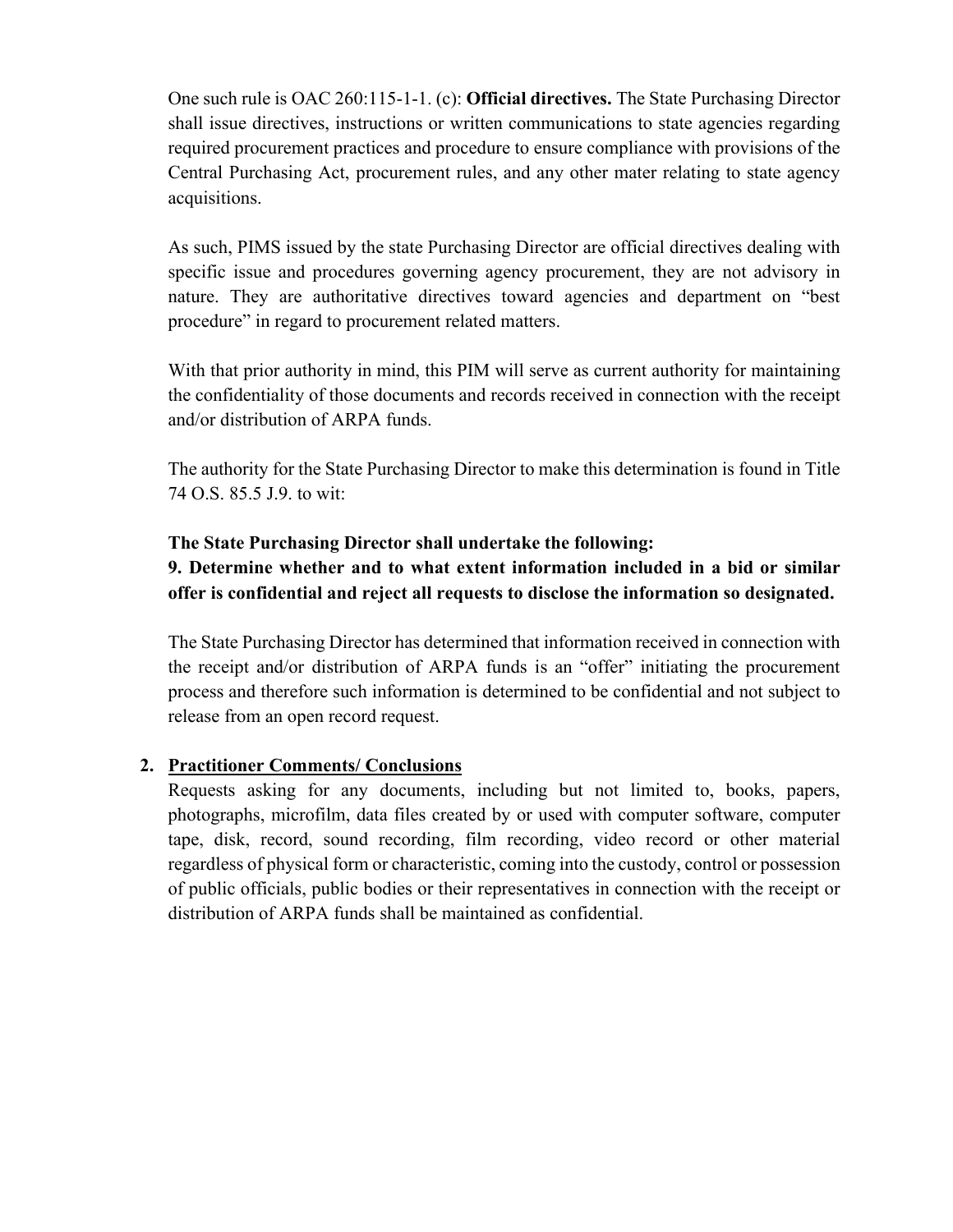One such rule is OAC 260:115-1-1. (c): **Official directives.** The State Purchasing Director shall issue directives, instructions or written communications to state agencies regarding required procurement practices and procedure to ensure compliance with provisions of the Central Purchasing Act, procurement rules, and any other mater relating to state agency acquisitions.

As such, PIMS issued by the state Purchasing Director are official directives dealing with specific issue and procedures governing agency procurement, they are not advisory in nature. They are authoritative directives toward agencies and department on "best procedure" in regard to procurement related matters.

With that prior authority in mind, this PIM will serve as current authority for maintaining the confidentiality of those documents and records received in connection with the receipt and/or distribution of ARPA funds.

The authority for the State Purchasing Director to make this determination is found in Title 74 O.S. 85.5 J.9. to wit:

**The State Purchasing Director shall undertake the following:**
**9. Determine whether and to what extent information included in a bid or similar offer is confidential and reject all requests to disclose the information so designated.**

The State Purchasing Director has determined that information received in connection with the receipt and/or distribution of ARPA funds is an "offer" initiating the procurement process and therefore such information is determined to be confidential and not subject to release from an open record request.

2. <u>Practitioner Comments/ Conclusions</u>

   Requests asking for any documents, including but not limited to, books, papers, photographs, microfilm, data files created by or used with computer software, computer tape, disk, record, sound recording, film recording, video record or other material regardless of physical form or characteristic, coming into the custody, control or possession of public officials, public bodies or their representatives in connection with the receipt or distribution of ARPA funds shall be maintained as confidential.